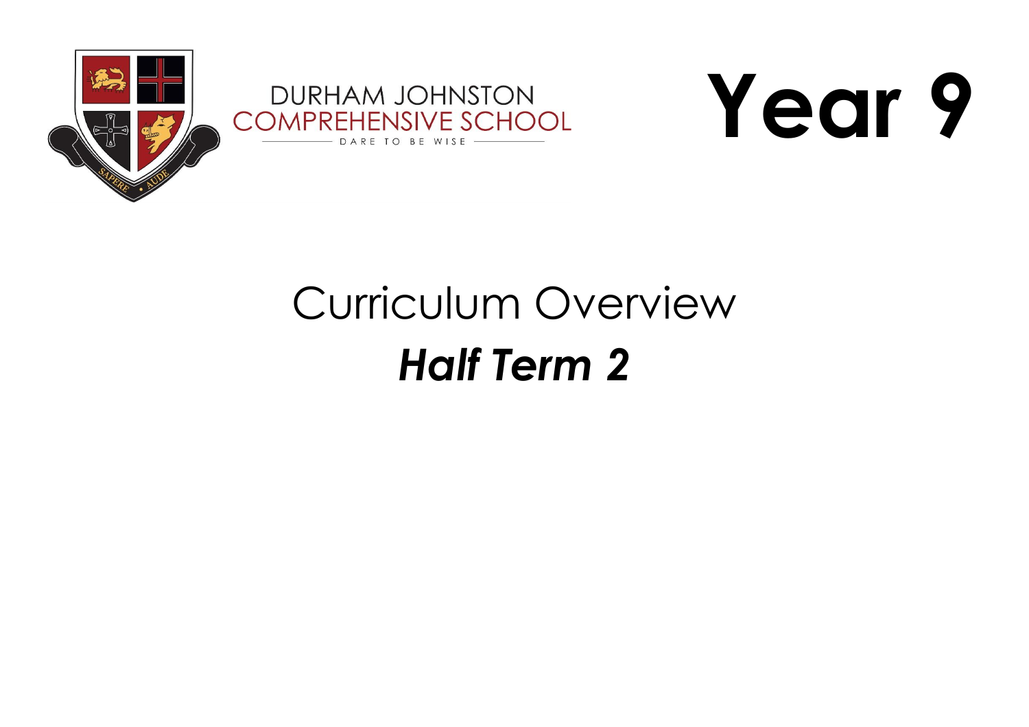DURHAM JOHNSTON
COMPREHENSIVE SCHOOL
DARE TO BE WISE

# Year 9

## Curriculum Overview

## ***Half Term 2***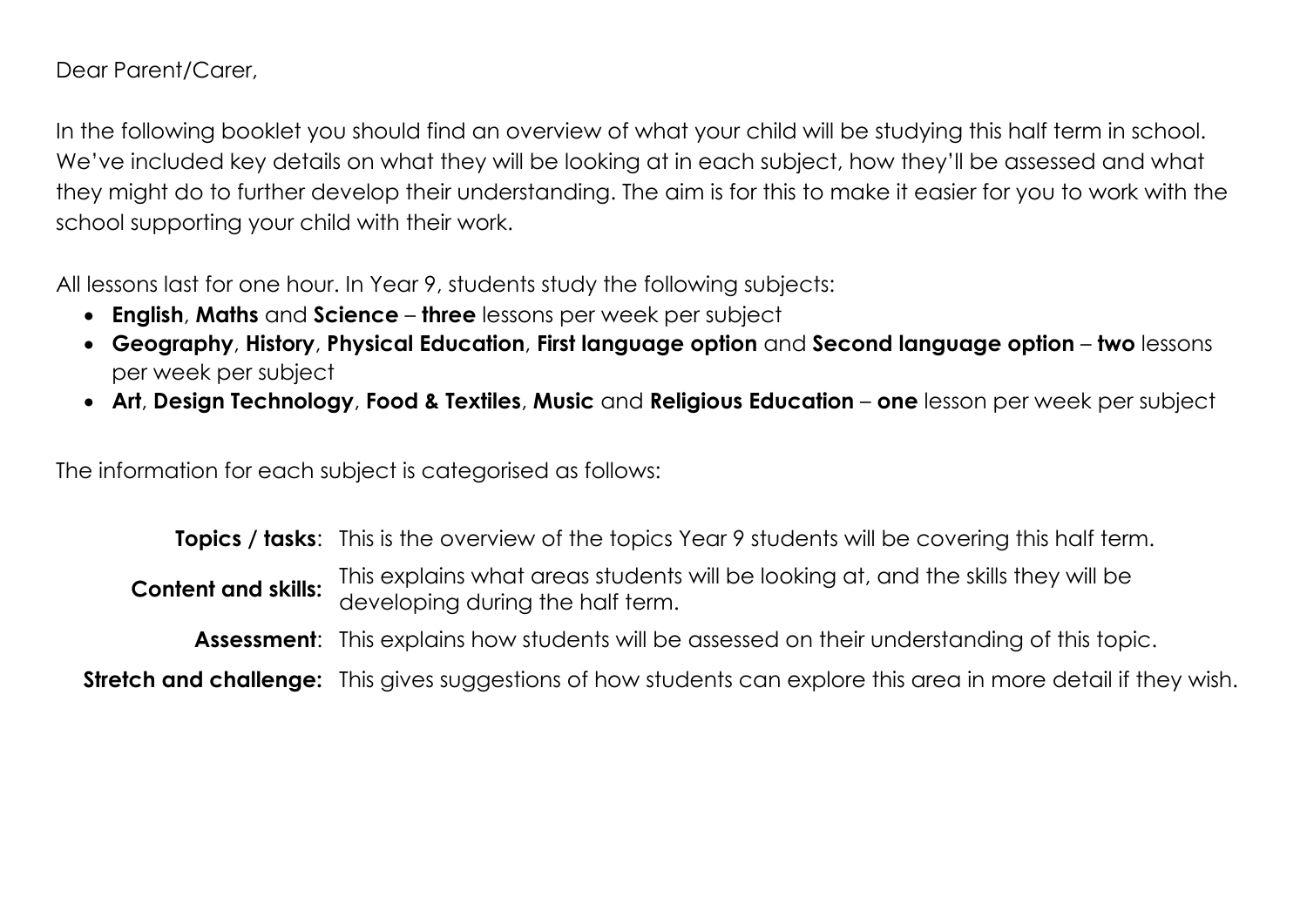Dear Parent/Carer,

In the following booklet you should find an overview of what your child will be studying this half term in school. We've included key details on what they will be looking at in each subject, how they'll be assessed and what they might do to further develop their understanding. The aim is for this to make it easier for you to work with the school supporting your child with their work.

All lessons last for one hour. In Year 9, students study the following subjects:

- **English**, **Maths** and **Science** – **three** lessons per week per subject
- **Geography**, **History**, **Physical Education**, **First language option** and **Second language option** – **two** lessons per week per subject
- **Art**, **Design Technology**, **Food & Textiles**, **Music** and **Religious Education** – **one** lesson per week per subject

The information for each subject is categorised as follows:

| | |
|---|---|
| **Topics / tasks**: | This is the overview of the topics Year 9 students will be covering this half term. |
| **Content and skills:** | This explains what areas students will be looking at, and the skills they will be developing during the half term. |
| **Assessment**: | This explains how students will be assessed on their understanding of this topic. |
| **Stretch and challenge:** | This gives suggestions of how students can explore this area in more detail if they wish. |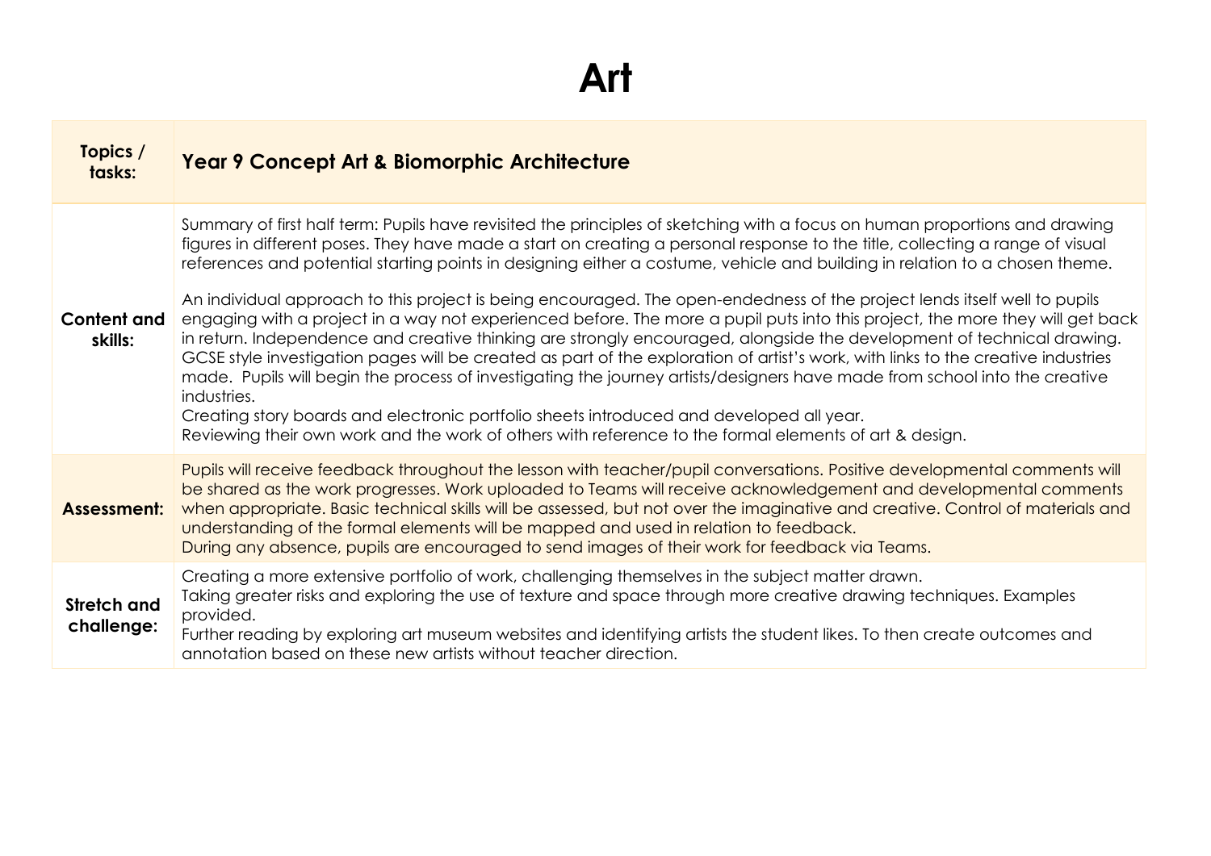# Art

| Topics / tasks: | Year 9 Concept Art & Biomorphic Architecture |
| --- | --- |
| **Content and skills:** | Summary of first half term: Pupils have revisited the principles of sketching with a focus on human proportions and drawing figures in different poses. They have made a start on creating a personal response to the title, collecting a range of visual references and potential starting points in designing either a costume, vehicle and building in relation to a chosen theme.<br><br>An individual approach to this project is being encouraged. The open-endedness of the project lends itself well to pupils engaging with a project in a way not experienced before. The more a pupil puts into this project, the more they will get back in return. Independence and creative thinking are strongly encouraged, alongside the development of technical drawing. GCSE style investigation pages will be created as part of the exploration of artist's work, with links to the creative industries made. Pupils will begin the process of investigating the journey artists/designers have made from school into the creative industries.<br>Creating story boards and electronic portfolio sheets introduced and developed all year.<br>Reviewing their own work and the work of others with reference to the formal elements of art & design. |
| **Assessment:** | Pupils will receive feedback throughout the lesson with teacher/pupil conversations. Positive developmental comments will be shared as the work progresses. Work uploaded to Teams will receive acknowledgement and developmental comments when appropriate. Basic technical skills will be assessed, but not over the imaginative and creative. Control of materials and understanding of the formal elements will be mapped and used in relation to feedback.<br>During any absence, pupils are encouraged to send images of their work for feedback via Teams. |
| **Stretch and challenge:** | Creating a more extensive portfolio of work, challenging themselves in the subject matter drawn.<br>Taking greater risks and exploring the use of texture and space through more creative drawing techniques. Examples provided.<br>Further reading by exploring art museum websites and identifying artists the student likes. To then create outcomes and annotation based on these new artists without teacher direction. |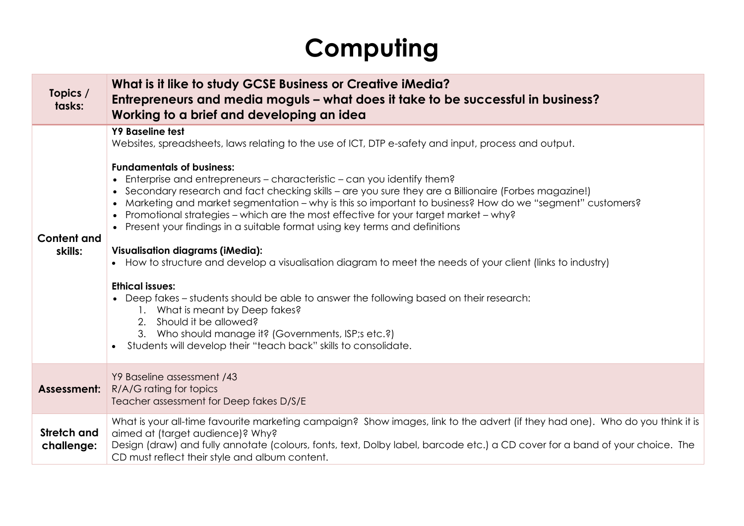# Computing

| | |
|---|---|
| **Topics / tasks:** | **What is it like to study GCSE Business or Creative iMedia?**<br>**Entrepreneurs and media moguls – what does it take to be successful in business?**<br>**Working to a brief and developing an idea** |
| **Content and skills:** | **Y9 Baseline test**<br>Websites, spreadsheets, laws relating to the use of ICT, DTP e-safety and input, process and output.<br><br>**Fundamentals of business:**<br>• Enterprise and entrepreneurs – characteristic – can you identify them?<br>• Secondary research and fact checking skills – are you sure they are a Billionaire (Forbes magazine!)<br>• Marketing and market segmentation – why is this so important to business? How do we "segment" customers?<br>• Promotional strategies – which are the most effective for your target market – why?<br>• Present your findings in a suitable format using key terms and definitions<br><br>**Visualisation diagrams (iMedia):**<br>• How to structure and develop a visualisation diagram to meet the needs of your client (links to industry)<br><br>**Ethical issues:**<br>• Deep fakes – students should be able to answer the following based on their research:<br>1. What is meant by Deep fakes?<br>2. Should it be allowed?<br>3. Who should manage it? (Governments, ISP;s etc.?)<br>• Students will develop their "teach back" skills to consolidate. |
| **Assessment:** | Y9 Baseline assessment /43<br>R/A/G rating for topics<br>Teacher assessment for Deep fakes D/S/E |
| **Stretch and challenge:** | What is your all-time favourite marketing campaign? Show images, link to the advert (if they had one). Who do you think it is aimed at (target audience)? Why?<br>Design (draw) and fully annotate (colours, fonts, text, Dolby label, barcode etc.) a CD cover for a band of your choice. The CD must reflect their style and album content. |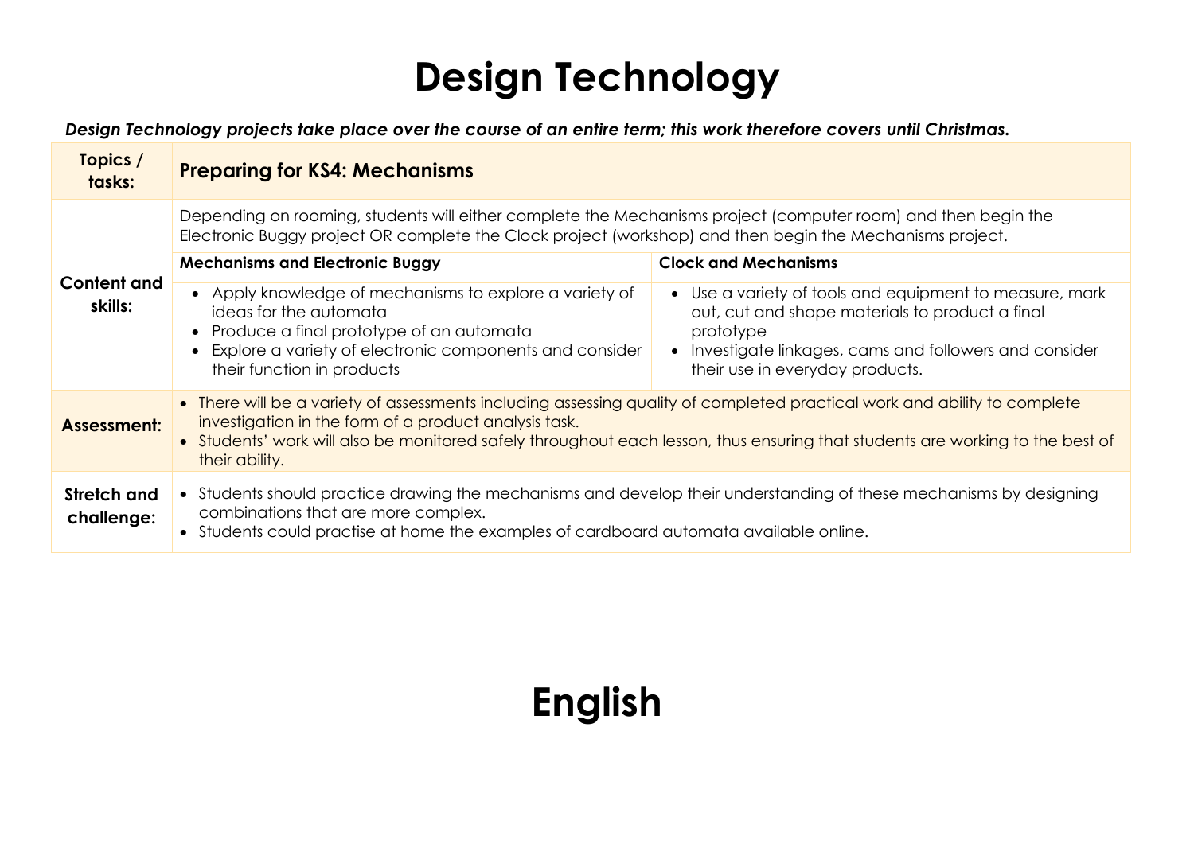# Design Technology

***Design Technology projects take place over the course of an entire term; this work therefore covers until Christmas.***

| **Topics / tasks:** | **Preparing for KS4: Mechanisms** | |
|---|---|---|
| **Content and skills:** | Depending on rooming, students will either complete the Mechanisms project (computer room) and then begin the Electronic Buggy project OR complete the Clock project (workshop) and then begin the Mechanisms project. | |
| | **Mechanisms and Electronic Buggy** | **Clock and Mechanisms** |
| | • Apply knowledge of mechanisms to explore a variety of ideas for the automata<br>• Produce a final prototype of an automata<br>• Explore a variety of electronic components and consider their function in products | • Use a variety of tools and equipment to measure, mark out, cut and shape materials to product a final prototype<br>• Investigate linkages, cams and followers and consider their use in everyday products. |
| **Assessment:** | • There will be a variety of assessments including assessing quality of completed practical work and ability to complete investigation in the form of a product analysis task.<br>• Students' work will also be monitored safely throughout each lesson, thus ensuring that students are working to the best of their ability. | |
| **Stretch and challenge:** | • Students should practice drawing the mechanisms and develop their understanding of these mechanisms by designing combinations that are more complex.<br>• Students could practise at home the examples of cardboard automata available online. | |

# English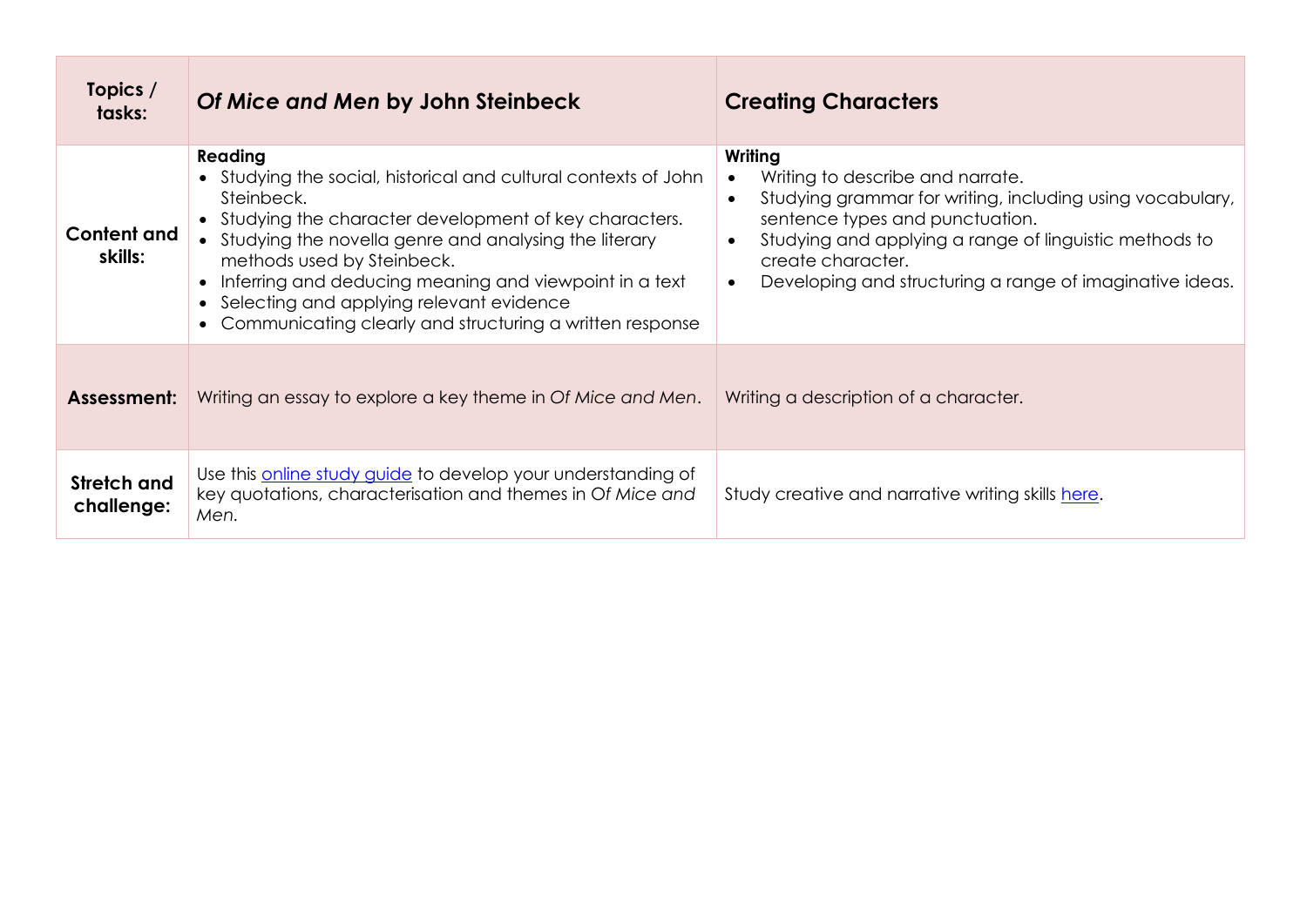| Topics / tasks: | *Of Mice and Men* by John Steinbeck | Creating Characters |
|---|---|---|
| Content and skills: | **Reading**<br>• Studying the social, historical and cultural contexts of John Steinbeck.<br>• Studying the character development of key characters.<br>• Studying the novella genre and analysing the literary methods used by Steinbeck.<br>• Inferring and deducing meaning and viewpoint in a text<br>• Selecting and applying relevant evidence<br>• Communicating clearly and structuring a written response | **Writing**<br>• Writing to describe and narrate.<br>• Studying grammar for writing, including using vocabulary, sentence types and punctuation.<br>• Studying and applying a range of linguistic methods to create character.<br>• Developing and structuring a range of imaginative ideas. |
| Assessment: | Writing an essay to explore a key theme in *Of Mice and Men*. | Writing a description of a character. |
| Stretch and challenge: | Use this online study guide to develop your understanding of key quotations, characterisation and themes in O*f Mice and Men.* | Study creative and narrative writing skills here. |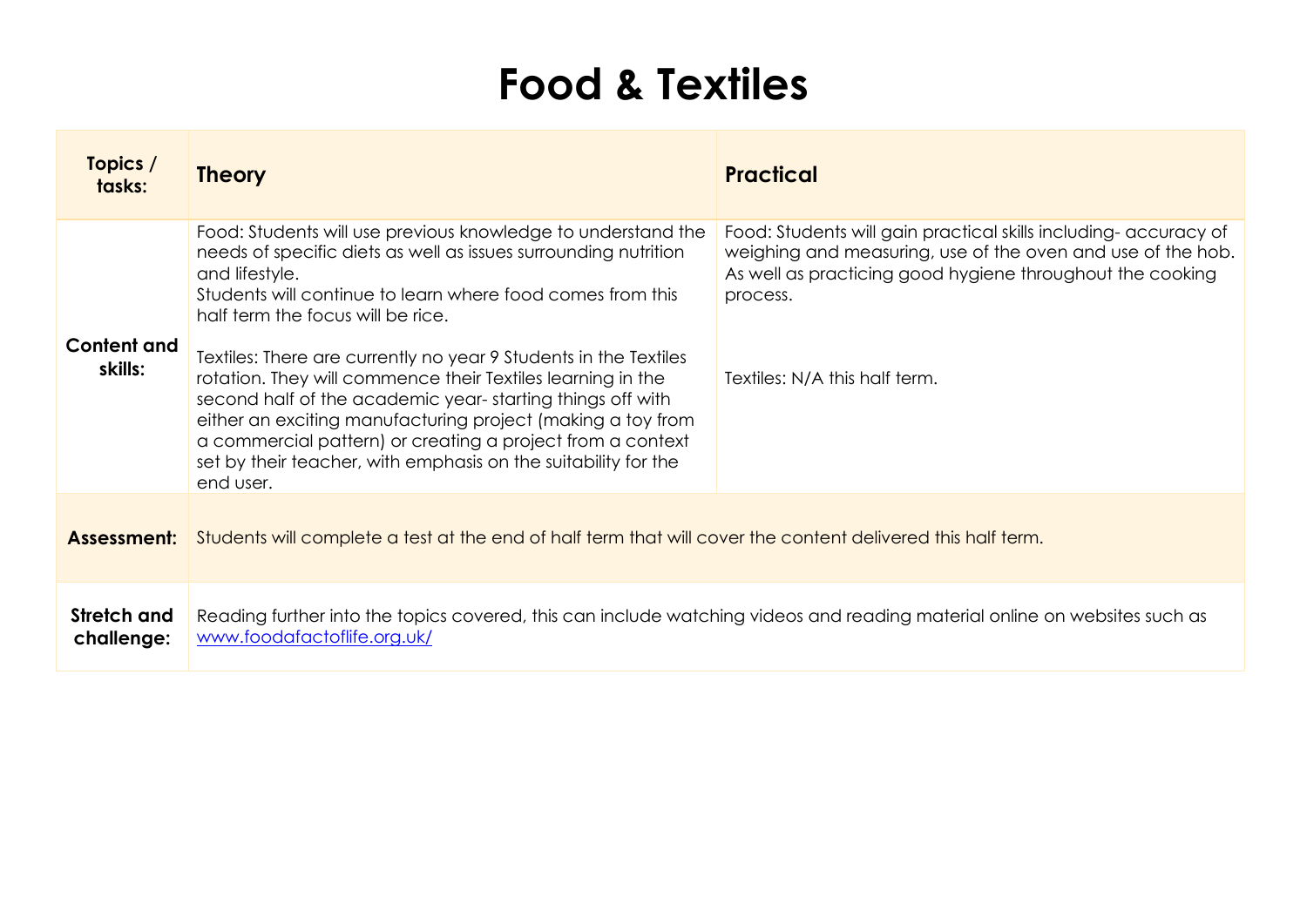# Food & Textiles

| Topics / tasks: | Theory | Practical |
|---|---|---|
| **Content and skills:** | Food: Students will use previous knowledge to understand the needs of specific diets as well as issues surrounding nutrition and lifestyle.<br>Students will continue to learn where food comes from this half term the focus will be rice.<br><br>Textiles: There are currently no year 9 Students in the Textiles rotation. They will commence their Textiles learning in the second half of the academic year- starting things off with either an exciting manufacturing project (making a toy from a commercial pattern) or creating a project from a context set by their teacher, with emphasis on the suitability for the end user. | Food: Students will gain practical skills including- accuracy of weighing and measuring, use of the oven and use of the hob. As well as practicing good hygiene throughout the cooking process.<br><br>Textiles: N/A this half term. |
| **Assessment:** | Students will complete a test at the end of half term that will cover the content delivered this half term. | |
| **Stretch and challenge:** | Reading further into the topics covered, this can include watching videos and reading material online on websites such as [www.foodafactoflife.org.uk/](http://www.foodafactoflife.org.uk/) | |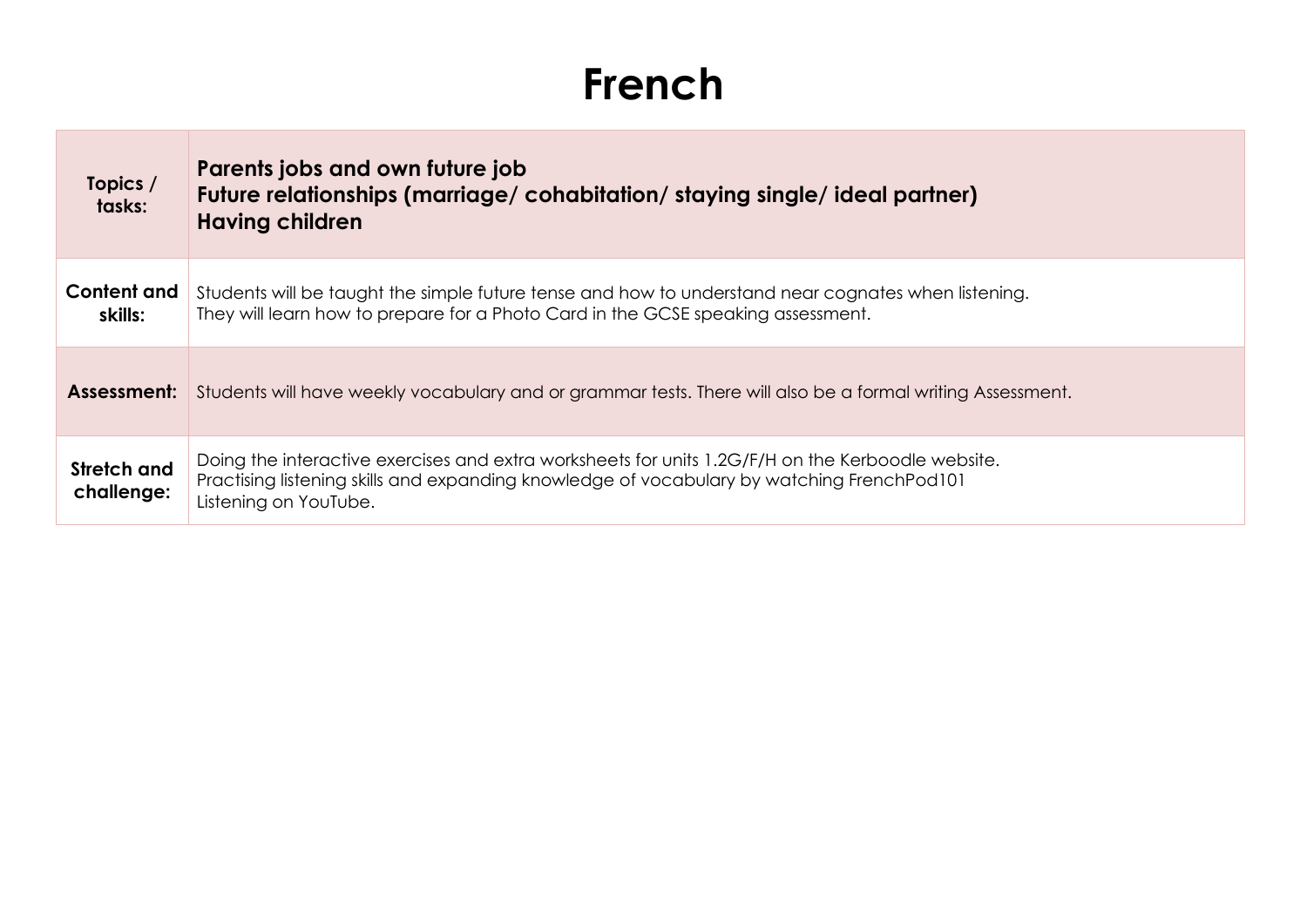# French

| Topics / tasks: | **Parents jobs and own future job**<br>**Future relationships (marriage/ cohabitation/ staying single/ ideal partner)**<br>**Having children** |
|---|---|
| **Content and skills:** | Students will be taught the simple future tense and how to understand near cognates when listening.<br>They will learn how to prepare for a Photo Card in the GCSE speaking assessment. |
| **Assessment:** | Students will have weekly vocabulary and or grammar tests. There will also be a formal writing Assessment. |
| **Stretch and challenge:** | Doing the interactive exercises and extra worksheets for units 1.2G/F/H on the Kerboodle website.<br>Practising listening skills and expanding knowledge of vocabulary by watching FrenchPod101 Listening on YouTube. |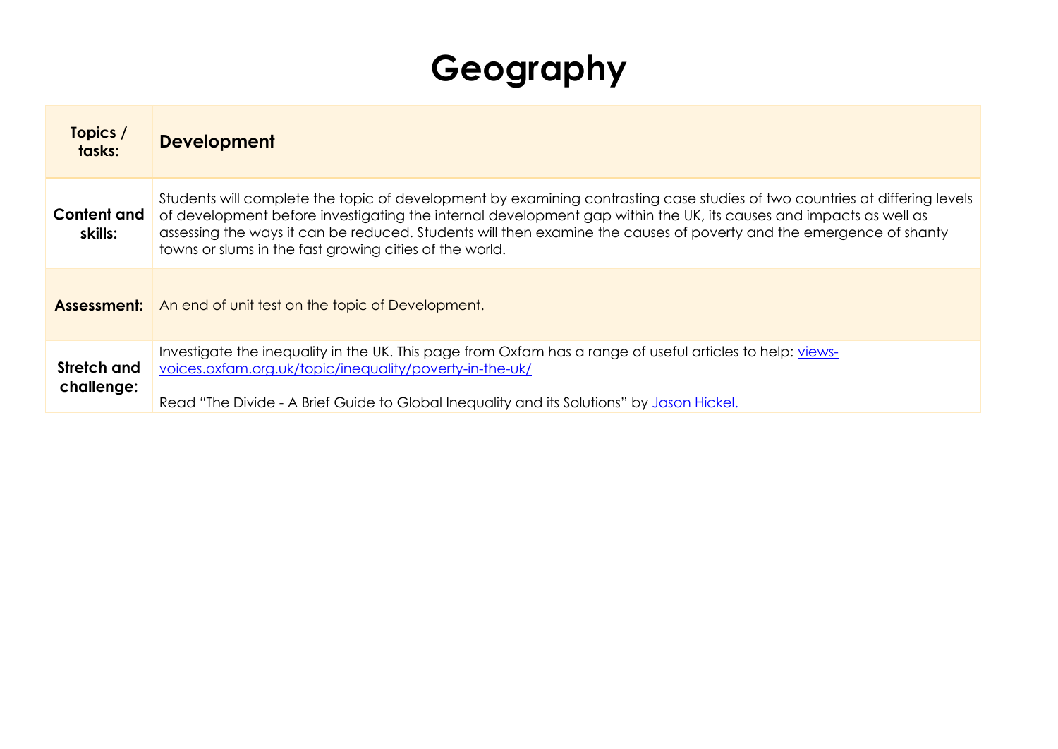# Geography

| Topics / tasks: | Development |
|---|---|
| Content and skills: | Students will complete the topic of development by examining contrasting case studies of two countries at differing levels of development before investigating the internal development gap within the UK, its causes and impacts as well as assessing the ways it can be reduced. Students will then examine the causes of poverty and the emergence of shanty towns or slums in the fast growing cities of the world. |
| Assessment: | An end of unit test on the topic of Development. |
| Stretch and challenge: | Investigate the inequality in the UK. This page from Oxfam has a range of useful articles to help: [views-voices.oxfam.org.uk/topic/inequality/poverty-in-the-uk/](views-voices.oxfam.org.uk/topic/inequality/poverty-in-the-uk/)<br><br>Read "The Divide - A Brief Guide to Global Inequality and its Solutions" by Jason Hickel. |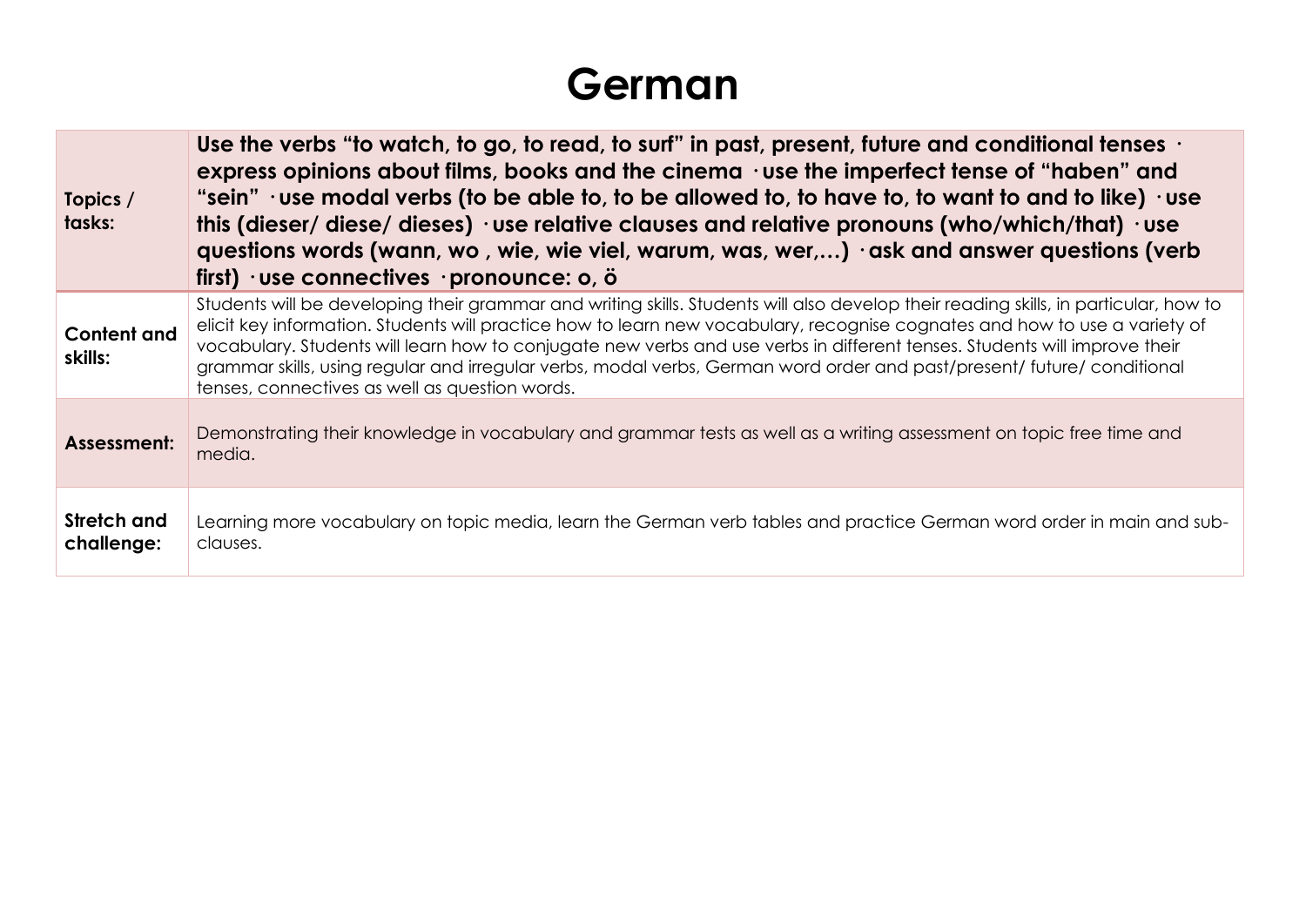# German

| | |
|---|---|
| **Topics / tasks:** | **Use the verbs "to watch, to go, to read, to surf" in past, present, future and conditional tenses · express opinions about films, books and the cinema · use the imperfect tense of "haben" and "sein" · use modal verbs (to be able to, to be allowed to, to have to, to want to and to like) · use this (dieser/ diese/ dieses) · use relative clauses and relative pronouns (who/which/that) · use questions words (wann, wo , wie, wie viel, warum, was, wer,…) · ask and answer questions (verb first) · use connectives · pronounce: o, ö** |
| **Content and skills:** | Students will be developing their grammar and writing skills. Students will also develop their reading skills, in particular, how to elicit key information. Students will practice how to learn new vocabulary, recognise cognates and how to use a variety of vocabulary. Students will learn how to conjugate new verbs and use verbs in different tenses. Students will improve their grammar skills, using regular and irregular verbs, modal verbs, German word order and past/present/ future/ conditional tenses, connectives as well as question words. |
| **Assessment:** | Demonstrating their knowledge in vocabulary and grammar tests as well as a writing assessment on topic free time and media. |
| **Stretch and challenge:** | Learning more vocabulary on topic media, learn the German verb tables and practice German word order in main and sub-clauses. |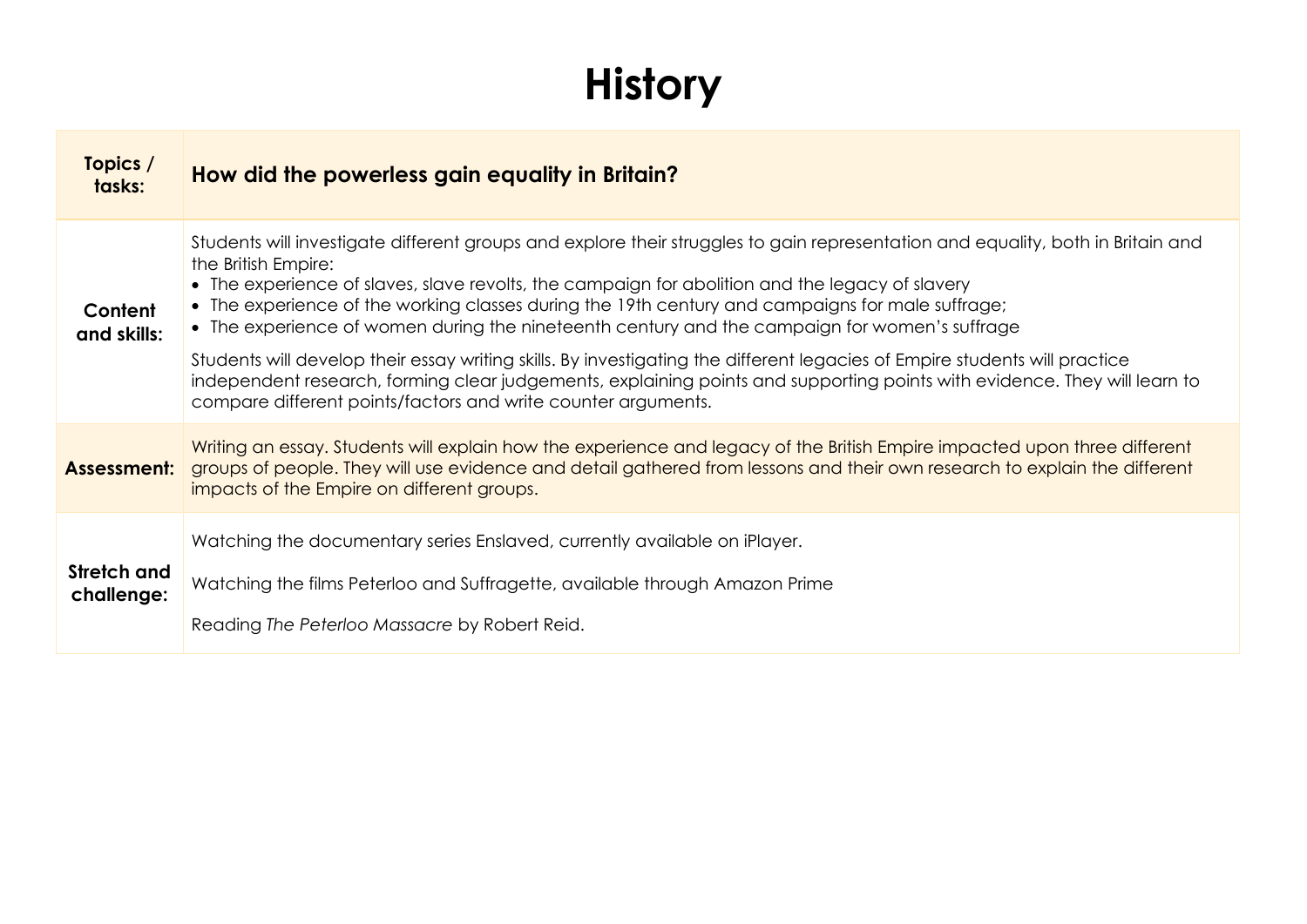# History

| Topics / tasks: | **How did the powerless gain equality in Britain?** |
|---|---|
| **Content and skills:** | Students will investigate different groups and explore their struggles to gain representation and equality, both in Britain and the British Empire:<br>• The experience of slaves, slave revolts, the campaign for abolition and the legacy of slavery<br>• The experience of the working classes during the 19th century and campaigns for male suffrage;<br>• The experience of women during the nineteenth century and the campaign for women's suffrage<br><br>Students will develop their essay writing skills. By investigating the different legacies of Empire students will practice independent research, forming clear judgements, explaining points and supporting points with evidence. They will learn to compare different points/factors and write counter arguments. |
| **Assessment:** | Writing an essay. Students will explain how the experience and legacy of the British Empire impacted upon three different groups of people. They will use evidence and detail gathered from lessons and their own research to explain the different impacts of the Empire on different groups. |
| **Stretch and challenge:** | Watching the documentary series Enslaved, currently available on iPlayer.<br><br>Watching the films Peterloo and Suffragette, available through Amazon Prime<br><br>Reading *The Peterloo Massacre* by Robert Reid. |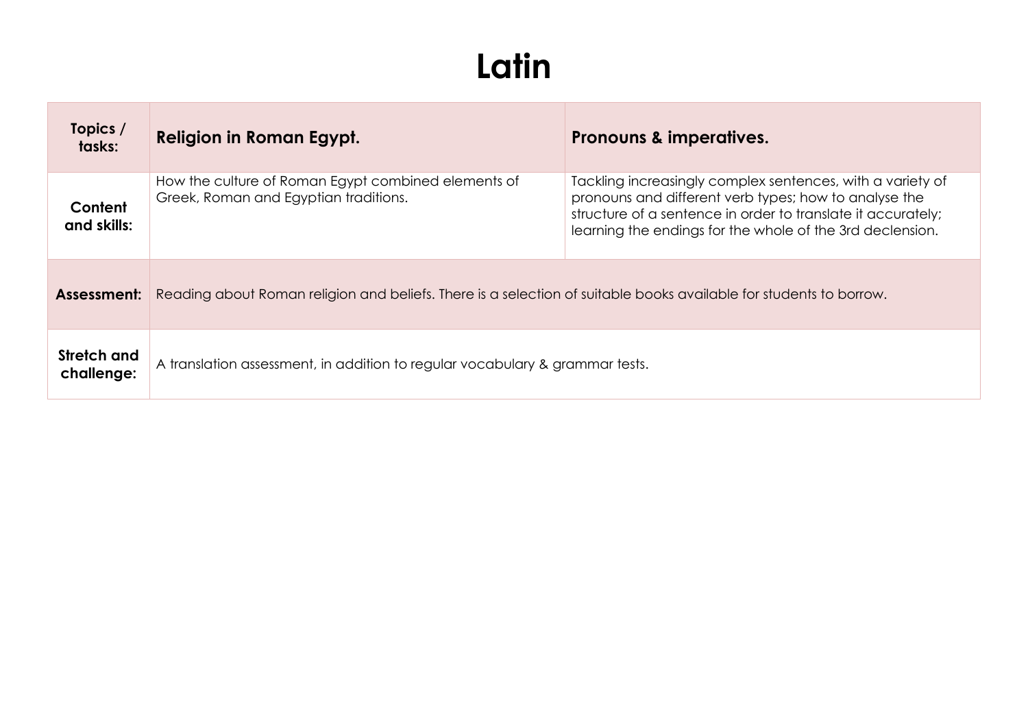# Latin

| Topics / tasks: | Religion in Roman Egypt. | Pronouns & imperatives. |
| --- | --- | --- |
| Content and skills: | How the culture of Roman Egypt combined elements of Greek, Roman and Egyptian traditions. | Tackling increasingly complex sentences, with a variety of pronouns and different verb types; how to analyse the structure of a sentence in order to translate it accurately; learning the endings for the whole of the 3rd declension. |
| Assessment: | Reading about Roman religion and beliefs. There is a selection of suitable books available for students to borrow. | |
| Stretch and challenge: | A translation assessment, in addition to regular vocabulary & grammar tests. | |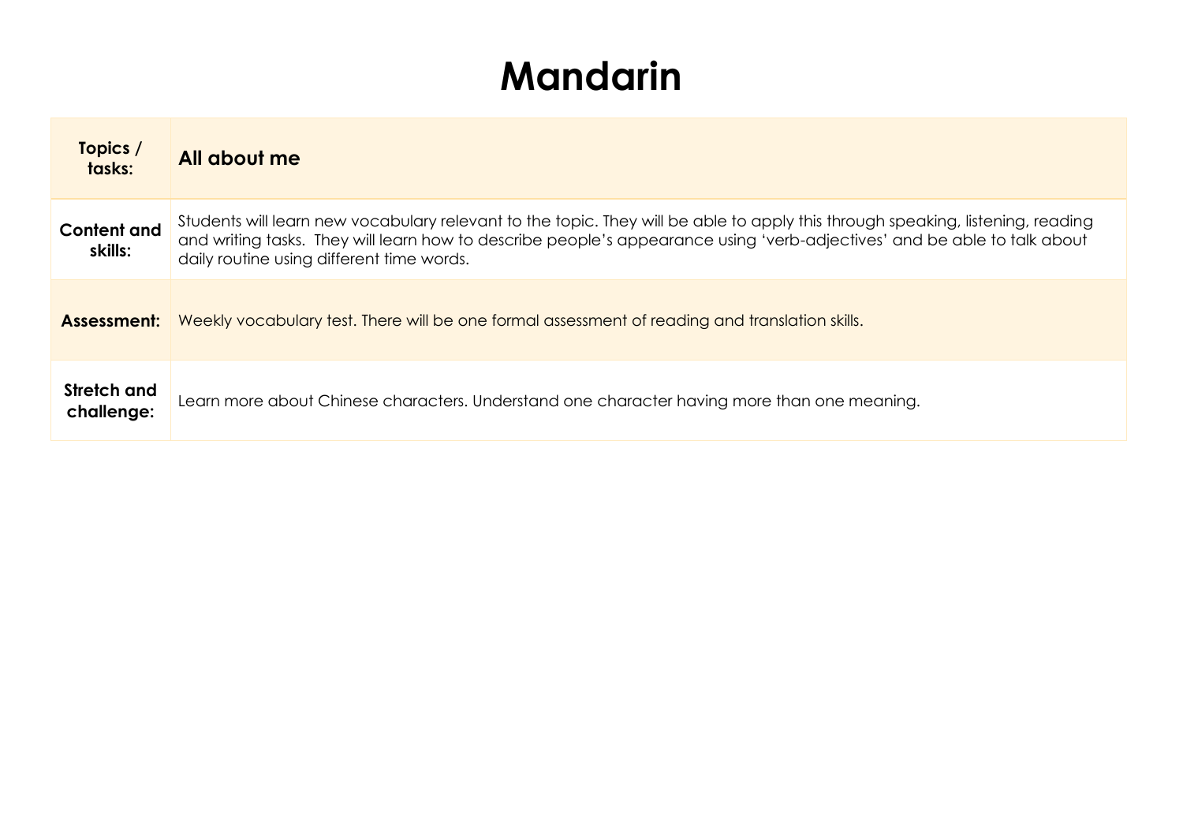# Mandarin

| Topics / tasks: | **All about me** |
|---|---|
| **Content and skills:** | Students will learn new vocabulary relevant to the topic. They will be able to apply this through speaking, listening, reading and writing tasks. They will learn how to describe people's appearance using 'verb-adjectives' and be able to talk about daily routine using different time words. |
| **Assessment:** | Weekly vocabulary test. There will be one formal assessment of reading and translation skills. |
| **Stretch and challenge:** | Learn more about Chinese characters. Understand one character having more than one meaning. |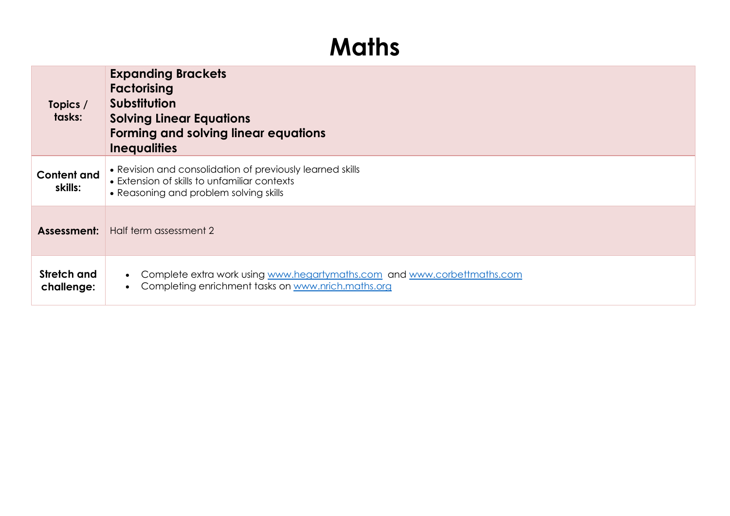# Maths

| | |
|---|---|
| **Topics / tasks:** | **Expanding Brackets**<br>**Factorising**<br>**Substitution**<br>**Solving Linear Equations**<br>**Forming and solving linear equations**<br>**Inequalities** |
| **Content and skills:** | • Revision and consolidation of previously learned skills<br>• Extension of skills to unfamiliar contexts<br>• Reasoning and problem solving skills |
| **Assessment:** | Half term assessment 2 |
| **Stretch and challenge:** | • Complete extra work using [www.hegartymaths.com](http://www.hegartymaths.com) and [www.corbettmaths.com](http://www.corbettmaths.com)<br>• Completing enrichment tasks on [www.nrich.maths.org](http://www.nrich.maths.org) |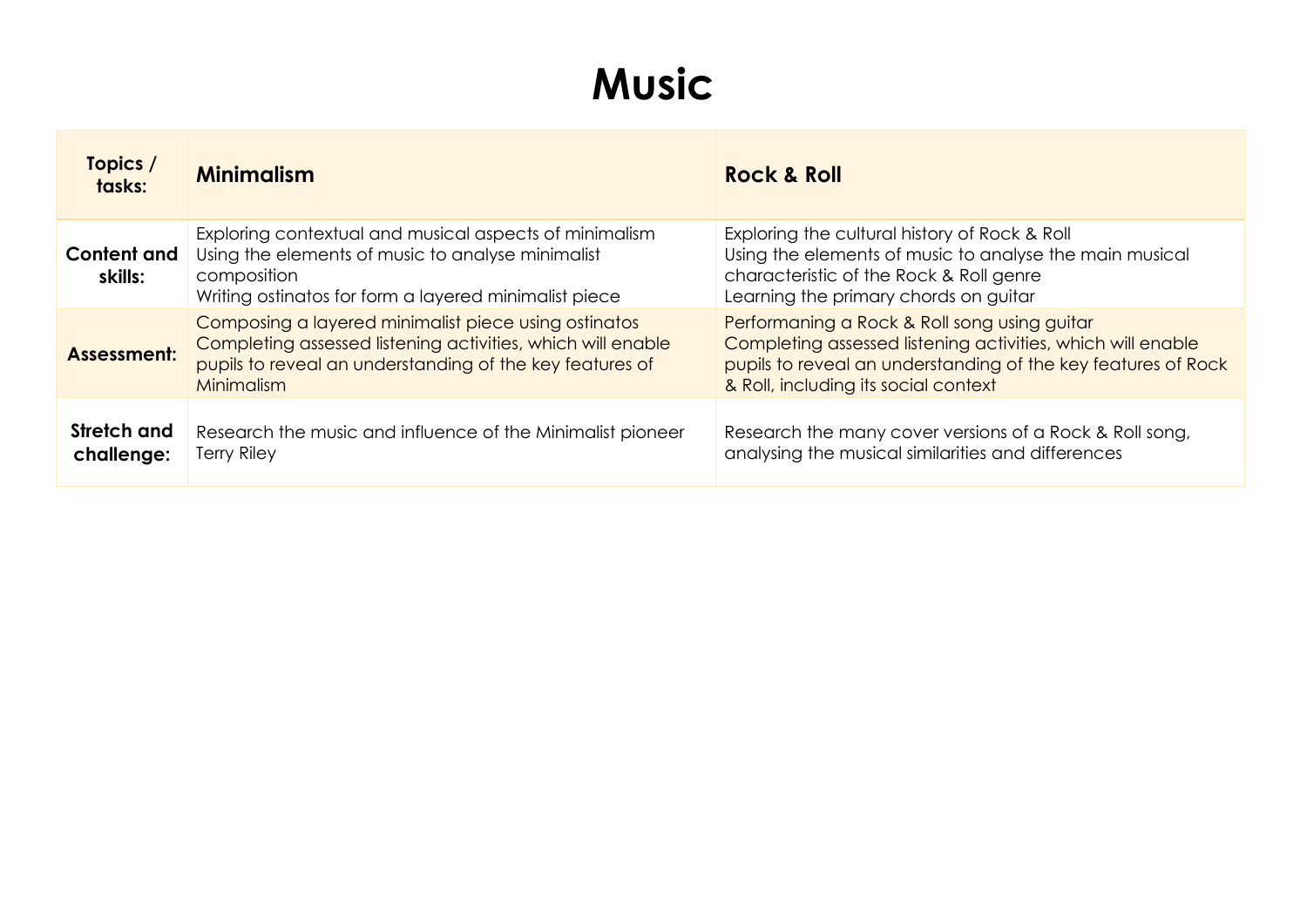# Music

| Topics / tasks: | Minimalism | Rock & Roll |
|---|---|---|
| **Content and skills:** | Exploring contextual and musical aspects of minimalism<br>Using the elements of music to analyse minimalist composition<br>Writing ostinatos for form a layered minimalist piece | Exploring the cultural history of Rock & Roll<br>Using the elements of music to analyse the main musical characteristic of the Rock & Roll genre<br>Learning the primary chords on guitar |
| **Assessment:** | Composing a layered minimalist piece using ostinatos<br>Completing assessed listening activities, which will enable pupils to reveal an understanding of the key features of Minimalism | Performaning a Rock & Roll song using guitar<br>Completing assessed listening activities, which will enable pupils to reveal an understanding of the key features of Rock & Roll, including its social context |
| **Stretch and challenge:** | Research the music and influence of the Minimalist pioneer Terry Riley | Research the many cover versions of a Rock & Roll song, analysing the musical similarities and differences |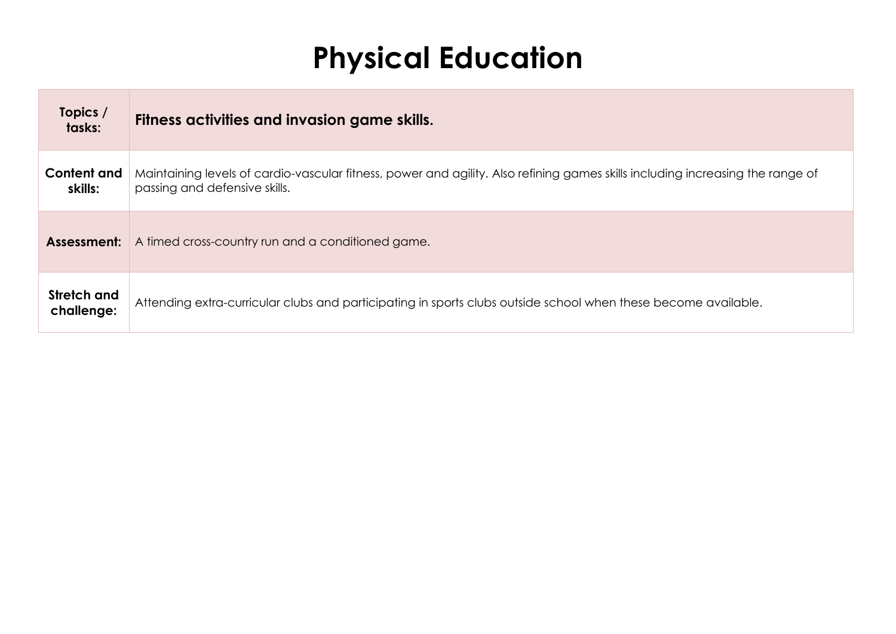# Physical Education

| | |
|---|---|
| **Topics / tasks:** | **Fitness activities and invasion game skills.** |
| **Content and skills:** | Maintaining levels of cardio-vascular fitness, power and agility. Also refining games skills including increasing the range of passing and defensive skills. |
| **Assessment:** | A timed cross-country run and a conditioned game. |
| **Stretch and challenge:** | Attending extra-curricular clubs and participating in sports clubs outside school when these become available. |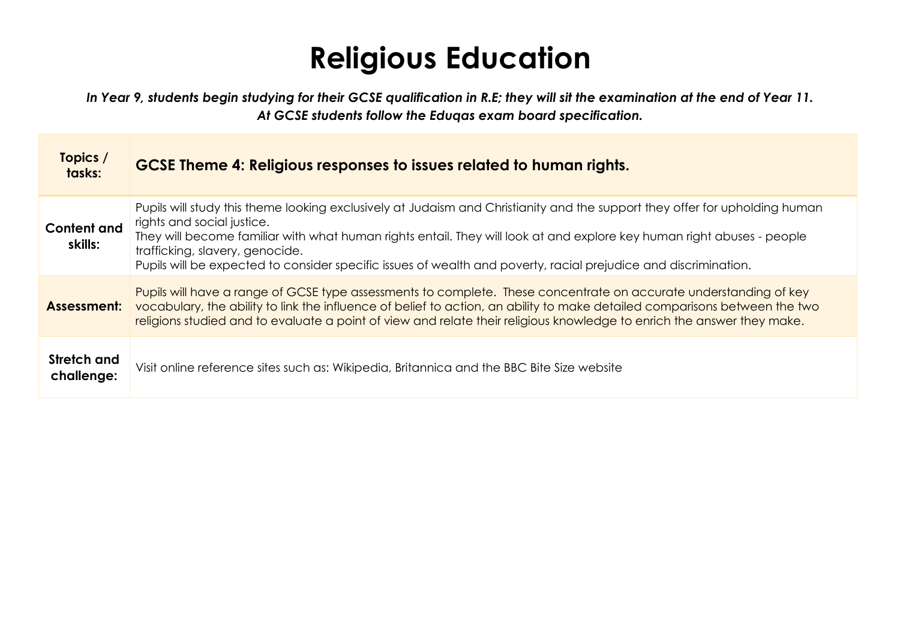# Religious Education

***In Year 9, students begin studying for their GCSE qualification in R.E; they will sit the examination at the end of Year 11. At GCSE students follow the Eduqas exam board specification.***

| **Topics / tasks:** | **GCSE Theme 4: Religious responses to issues related to human rights.** |
|---|---|
| **Content and skills:** | Pupils will study this theme looking exclusively at Judaism and Christianity and the support they offer for upholding human rights and social justice.<br>They will become familiar with what human rights entail. They will look at and explore key human right abuses - people trafficking, slavery, genocide.<br>Pupils will be expected to consider specific issues of wealth and poverty, racial prejudice and discrimination. |
| **Assessment:** | Pupils will have a range of GCSE type assessments to complete. These concentrate on accurate understanding of key vocabulary, the ability to link the influence of belief to action, an ability to make detailed comparisons between the two religions studied and to evaluate a point of view and relate their religious knowledge to enrich the answer they make. |
| **Stretch and challenge:** | Visit online reference sites such as: Wikipedia, Britannica and the BBC Bite Size website |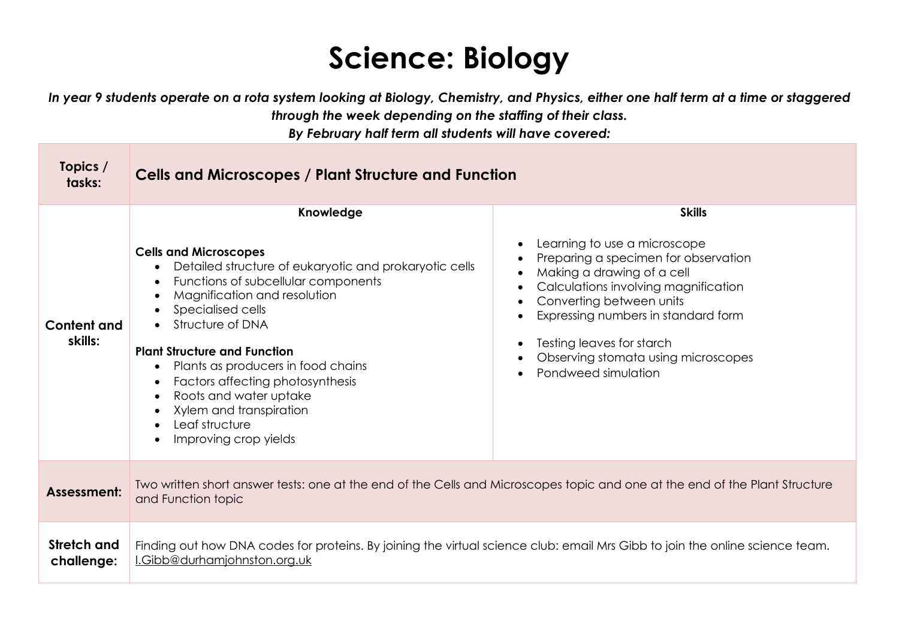# Science: Biology

***In year 9 students operate on a rota system looking at Biology, Chemistry, and Physics, either one half term at a time or staggered through the week depending on the staffing of their class.***

***By February half term all students will have covered:***

| **Topics / tasks:** | **Cells and Microscopes / Plant Structure and Function** | |
|---|---|---|
| **Content and skills:** | **Knowledge**<br><br>**Cells and Microscopes**<br>• Detailed structure of eukaryotic and prokaryotic cells<br>• Functions of subcellular components<br>• Magnification and resolution<br>• Specialised cells<br>• Structure of DNA<br><br>**Plant Structure and Function**<br>• Plants as producers in food chains<br>• Factors affecting photosynthesis<br>• Roots and water uptake<br>• Xylem and transpiration<br>• Leaf structure<br>• Improving crop yields | **Skills**<br><br>• Learning to use a microscope<br>• Preparing a specimen for observation<br>• Making a drawing of a cell<br>• Calculations involving magnification<br>• Converting between units<br>• Expressing numbers in standard form<br><br>• Testing leaves for starch<br>• Observing stomata using microscopes<br>• Pondweed simulation |
| **Assessment:** | Two written short answer tests: one at the end of the Cells and Microscopes topic and one at the end of the Plant Structure and Function topic | |
| **Stretch and challenge:** | Finding out how DNA codes for proteins. By joining the virtual science club: email Mrs Gibb to join the online science team. I.Gibb@durhamjohnston.org.uk | |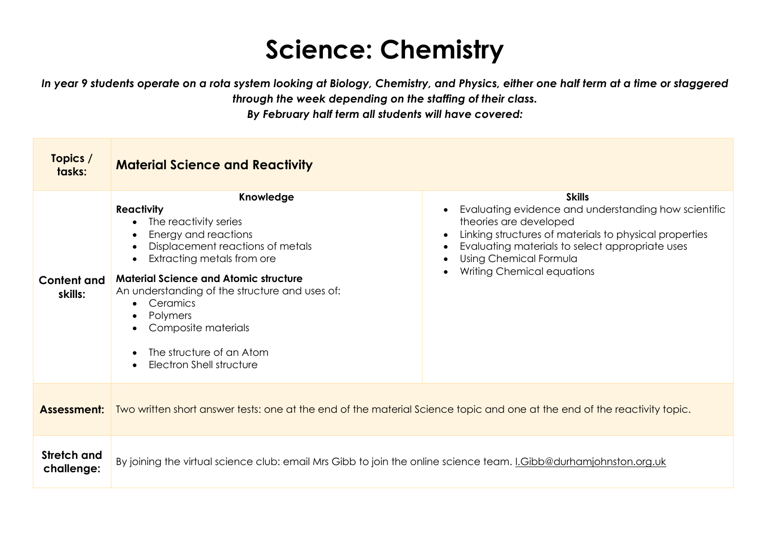# Science: Chemistry

***In year 9 students operate on a rota system looking at Biology, Chemistry, and Physics, either one half term at a time or staggered through the week depending on the staffing of their class.***
***By February half term all students will have covered:***

| **Topics / tasks:** | **Material Science and Reactivity** | |
|---|---|---|
| **Content and skills:** | **Knowledge**<br>**Reactivity**<br>• The reactivity series<br>• Energy and reactions<br>• Displacement reactions of metals<br>• Extracting metals from ore<br>**Material Science and Atomic structure**<br>An understanding of the structure and uses of:<br>• Ceramics<br>• Polymers<br>• Composite materials<br>• The structure of an Atom<br>• Electron Shell structure | **Skills**<br>• Evaluating evidence and understanding how scientific theories are developed<br>• Linking structures of materials to physical properties<br>• Evaluating materials to select appropriate uses<br>• Using Chemical Formula<br>• Writing Chemical equations |
| **Assessment:** | Two written short answer tests: one at the end of the material Science topic and one at the end of the reactivity topic. | |
| **Stretch and challenge:** | By joining the virtual science club: email Mrs Gibb to join the online science team. I.Gibb@durhamjohnston.org.uk | |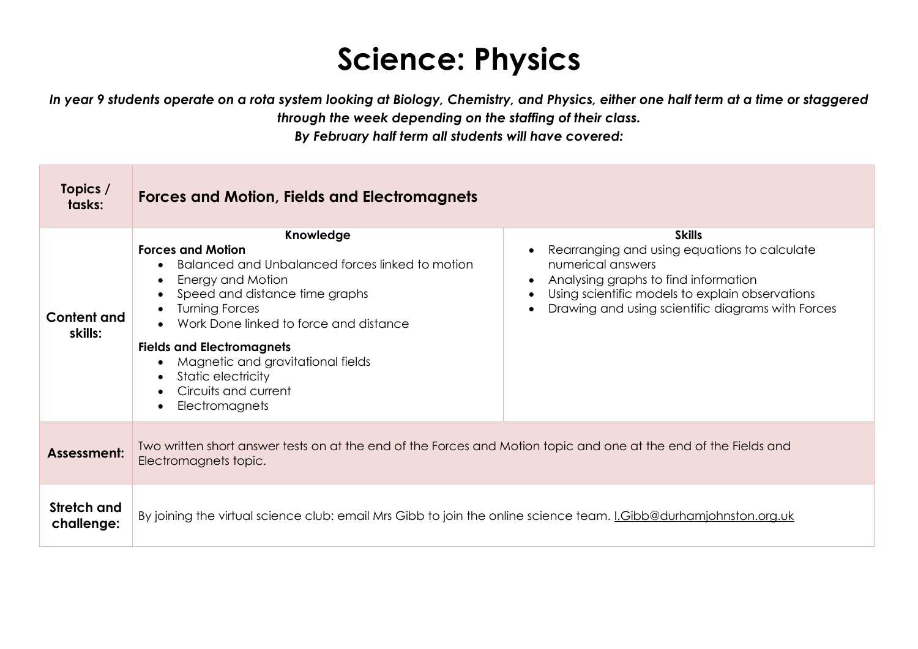# Science: Physics

***In year 9 students operate on a rota system looking at Biology, Chemistry, and Physics, either one half term at a time or staggered through the week depending on the staffing of their class.***
***By February half term all students will have covered:***

| **Topics / tasks:** | **Forces and Motion, Fields and Electromagnets** | |
|---|---|---|
| **Content and skills:** | **Knowledge**<br>**Forces and Motion**<br>• Balanced and Unbalanced forces linked to motion<br>• Energy and Motion<br>• Speed and distance time graphs<br>• Turning Forces<br>• Work Done linked to force and distance<br><br>**Fields and Electromagnets**<br>• Magnetic and gravitational fields<br>• Static electricity<br>• Circuits and current<br>• Electromagnets | **Skills**<br>• Rearranging and using equations to calculate numerical answers<br>• Analysing graphs to find information<br>• Using scientific models to explain observations<br>• Drawing and using scientific diagrams with Forces |
| **Assessment:** | Two written short answer tests on at the end of the Forces and Motion topic and one at the end of the Fields and Electromagnets topic. | |
| **Stretch and challenge:** | By joining the virtual science club: email Mrs Gibb to join the online science team. I.Gibb@durhamjohnston.org.uk | |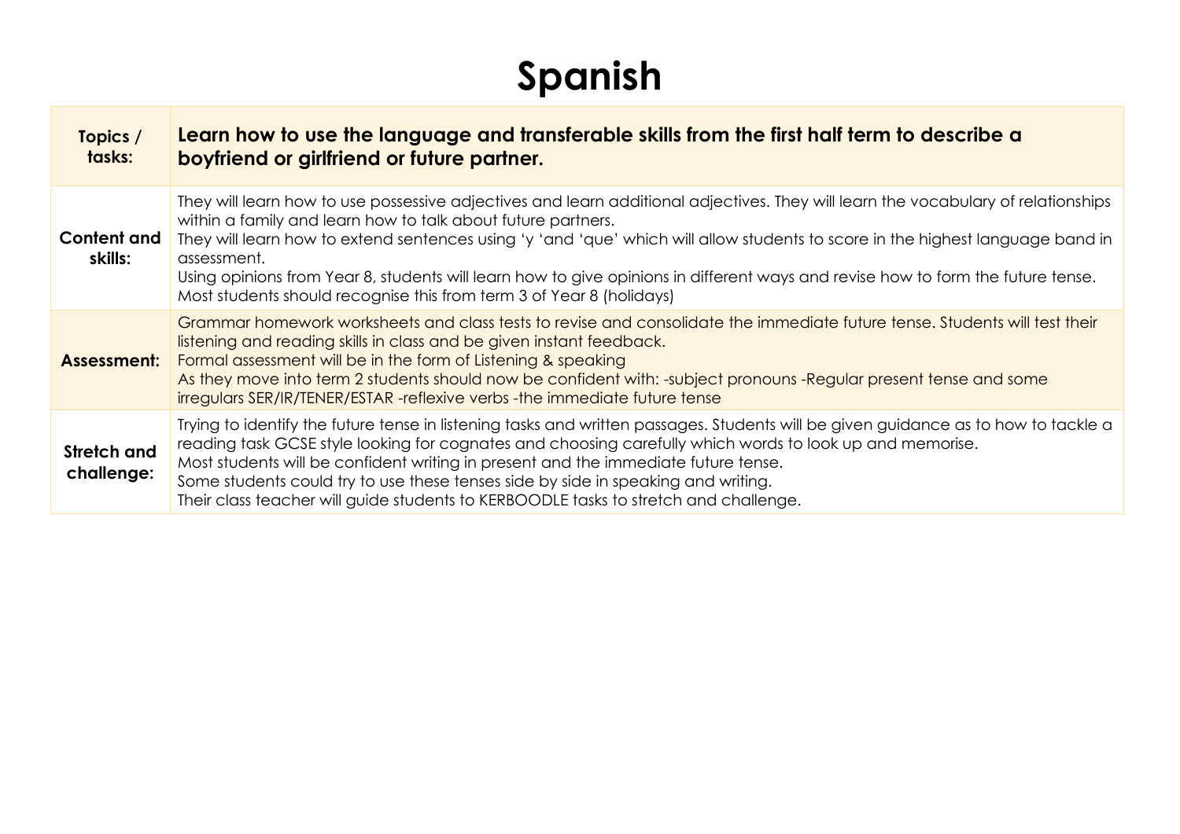# Spanish

| | |
|---|---|
| **Topics / tasks:** | **Learn how to use the language and transferable skills from the first half term to describe a boyfriend or girlfriend or future partner.** |
| **Content and skills:** | They will learn how to use possessive adjectives and learn additional adjectives. They will learn the vocabulary of relationships within a family and learn how to talk about future partners.<br>They will learn how to extend sentences using 'y 'and 'que' which will allow students to score in the highest language band in assessment.<br>Using opinions from Year 8, students will learn how to give opinions in different ways and revise how to form the future tense. Most students should recognise this from term 3 of Year 8 (holidays) |
| **Assessment:** | Grammar homework worksheets and class tests to revise and consolidate the immediate future tense. Students will test their listening and reading skills in class and be given instant feedback.<br>Formal assessment will be in the form of Listening & speaking<br>As they move into term 2 students should now be confident with: -subject pronouns -Regular present tense and some irregulars SER/IR/TENER/ESTAR -reflexive verbs -the immediate future tense |
| **Stretch and challenge:** | Trying to identify the future tense in listening tasks and written passages. Students will be given guidance as to how to tackle a reading task GCSE style looking for cognates and choosing carefully which words to look up and memorise.<br>Most students will be confident writing in present and the immediate future tense.<br>Some students could try to use these tenses side by side in speaking and writing.<br>Their class teacher will guide students to KERBOODLE tasks to stretch and challenge. |